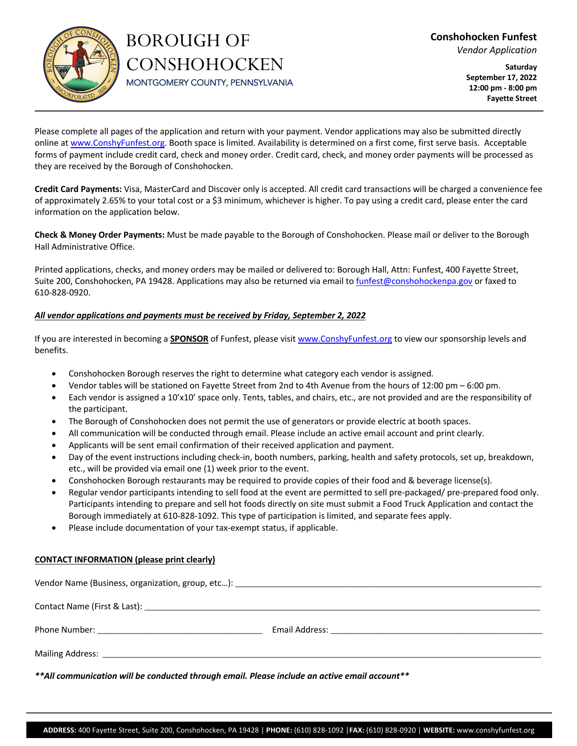# BOROUGH OF CONSHOHOCKEN

MONTGOMERY COUNTY, PENNSYLVANIA

**Conshohocken Funfest**

*Vendor Application*

**Saturday**
**September 17, 2022**
**12:00 pm - 8:00 pm**
**Fayette Street**

---

Please complete all pages of the application and return with your payment. Vendor applications may also be submitted directly online at www.ConshyFunfest.org. Booth space is limited. Availability is determined on a first come, first serve basis. Acceptable forms of payment include credit card, check and money order. Credit card, check, and money order payments will be processed as they are received by the Borough of Conshohocken.

**Credit Card Payments:** Visa, MasterCard and Discover only is accepted. All credit card transactions will be charged a convenience fee of approximately 2.65% to your total cost or a $3 minimum, whichever is higher. To pay using a credit card, please enter the card information on the application below.

**Check & Money Order Payments:** Must be made payable to the Borough of Conshohocken. Please mail or deliver to the Borough Hall Administrative Office.

Printed applications, checks, and money orders may be mailed or delivered to: Borough Hall, Attn: Funfest, 400 Fayette Street, Suite 200, Conshohocken, PA 19428. Applications may also be returned via email to funfest@conshohockenpa.gov or faxed to 610-828-0920.

***All vendor applications and payments must be received by Friday, September 2, 2022***

If you are interested in becoming a **SPONSOR** of Funfest, please visit www.ConshyFunfest.org to view our sponsorship levels and benefits.

- Conshohocken Borough reserves the right to determine what category each vendor is assigned.
- Vendor tables will be stationed on Fayette Street from 2nd to 4th Avenue from the hours of 12:00 pm – 6:00 pm.
- Each vendor is assigned a 10'x10' space only. Tents, tables, and chairs, etc., are not provided and are the responsibility of the participant.
- The Borough of Conshohocken does not permit the use of generators or provide electric at booth spaces.
- All communication will be conducted through email. Please include an active email account and print clearly.
- Applicants will be sent email confirmation of their received application and payment.
- Day of the event instructions including check-in, booth numbers, parking, health and safety protocols, set up, breakdown, etc., will be provided via email one (1) week prior to the event.
- Conshohocken Borough restaurants may be required to provide copies of their food and & beverage license(s).
- Regular vendor participants intending to sell food at the event are permitted to sell pre-packaged/ pre-prepared food only. Participants intending to prepare and sell hot foods directly on site must submit a Food Truck Application and contact the Borough immediately at 610-828-1092. This type of participation is limited, and separate fees apply.
- Please include documentation of your tax-exempt status, if applicable.

**CONTACT INFORMATION (please print clearly)**

Vendor Name (Business, organization, group, etc…): ______________________________

Contact Name (First & Last): ______________________________

Phone Number: ______________________ Email Address: ______________________

Mailing Address: ______________________________

***\*\*All communication will be conducted through email. Please include an active email account\*\****

**ADDRESS:** 400 Fayette Street, Suite 200, Conshohocken, PA 19428 | **PHONE:** (610) 828-1092 | **FAX:** (610) 828-0920 | **WEBSITE:** www.conshyfunfest.org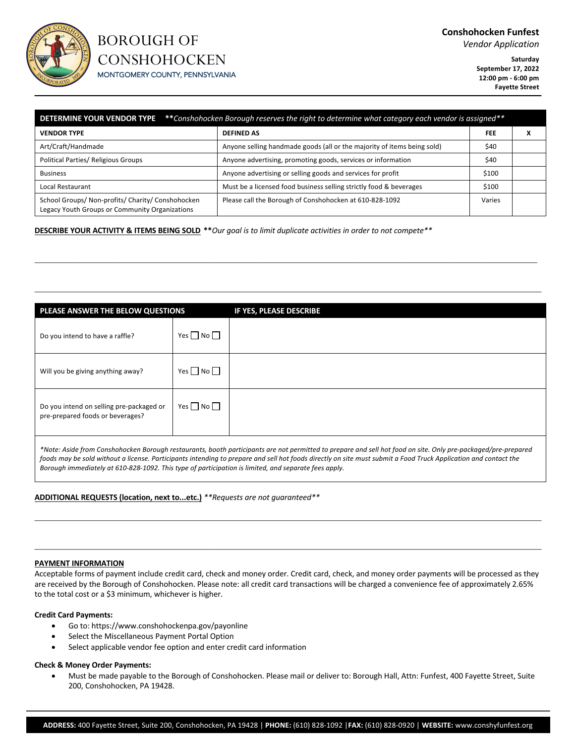# BOROUGH OF CONSHOHOCKEN

MONTGOMERY COUNTY, PENNSYLVANIA

**Conshohocken Funfest**

*Vendor Application*

**Saturday**
**September 17, 2022**
**12:00 pm - 6:00 pm**
**Fayette Street**

| **DETERMINE YOUR VENDOR TYPE** ***Conshohocken Borough reserves the right to determine what category each vendor is assigned*** | | | |
|---|---|---|---|
| **VENDOR TYPE** | **DEFINED AS** | **FEE** | **X** |
| Art/Craft/Handmade | Anyone selling handmade goods (all or the majority of items being sold) | $40 | |
| Political Parties/ Religious Groups | Anyone advertising, promoting goods, services or information | $40 | |
| Business | Anyone advertising or selling goods and services for profit | $100 | |
| Local Restaurant | Must be a licensed food business selling strictly food & beverages | $100 | |
| School Groups/ Non-profits/ Charity/ Conshohocken Legacy Youth Groups or Community Organizations | Please call the Borough of Conshohocken at 610-828-1092 | Varies | |

**DESCRIBE YOUR ACTIVITY & ITEMS BEING SOLD** ***Our goal is to limit duplicate activities in order to not compete***

______________________________________________________________________________

______________________________________________________________________________

| **PLEASE ANSWER THE BELOW QUESTIONS** | | **IF YES, PLEASE DESCRIBE** |
|---|---|---|
| Do you intend to have a raffle? | Yes ☐ No ☐ | |
| Will you be giving anything away? | Yes ☐ No ☐ | |
| Do you intend on selling pre-packaged or pre-prepared foods or beverages? | Yes ☐ No ☐ | |

**Note: Aside from Conshohocken Borough restaurants, booth participants are not permitted to prepare and sell hot food on site. Only pre-packaged/pre-prepared foods may be sold without a license. Participants intending to prepare and sell hot foods directly on site must submit a Food Truck Application and contact the Borough immediately at 610-828-1092. This type of participation is limited, and separate fees apply.*

**ADDITIONAL REQUESTS (location, next to...etc.)** ***Requests are not guaranteed***

______________________________________________________________________________

______________________________________________________________________________

**PAYMENT INFORMATION**

Acceptable forms of payment include credit card, check and money order. Credit card, check, and money order payments will be processed as they are received by the Borough of Conshohocken. Please note: all credit card transactions will be charged a convenience fee of approximately 2.65% to the total cost or a $3 minimum, whichever is higher.

**Credit Card Payments:**

- Go to: https://www.conshohockenpa.gov/payonline
- Select the Miscellaneous Payment Portal Option
- Select applicable vendor fee option and enter credit card information

**Check & Money Order Payments:**

- Must be made payable to the Borough of Conshohocken. Please mail or deliver to: Borough Hall, Attn: Funfest, 400 Fayette Street, Suite 200, Conshohocken, PA 19428.

**ADDRESS:** 400 Fayette Street, Suite 200, Conshohocken, PA 19428 | **PHONE:** (610) 828-1092 | **FAX:** (610) 828-0920 | **WEBSITE:** www.conshyfunfest.org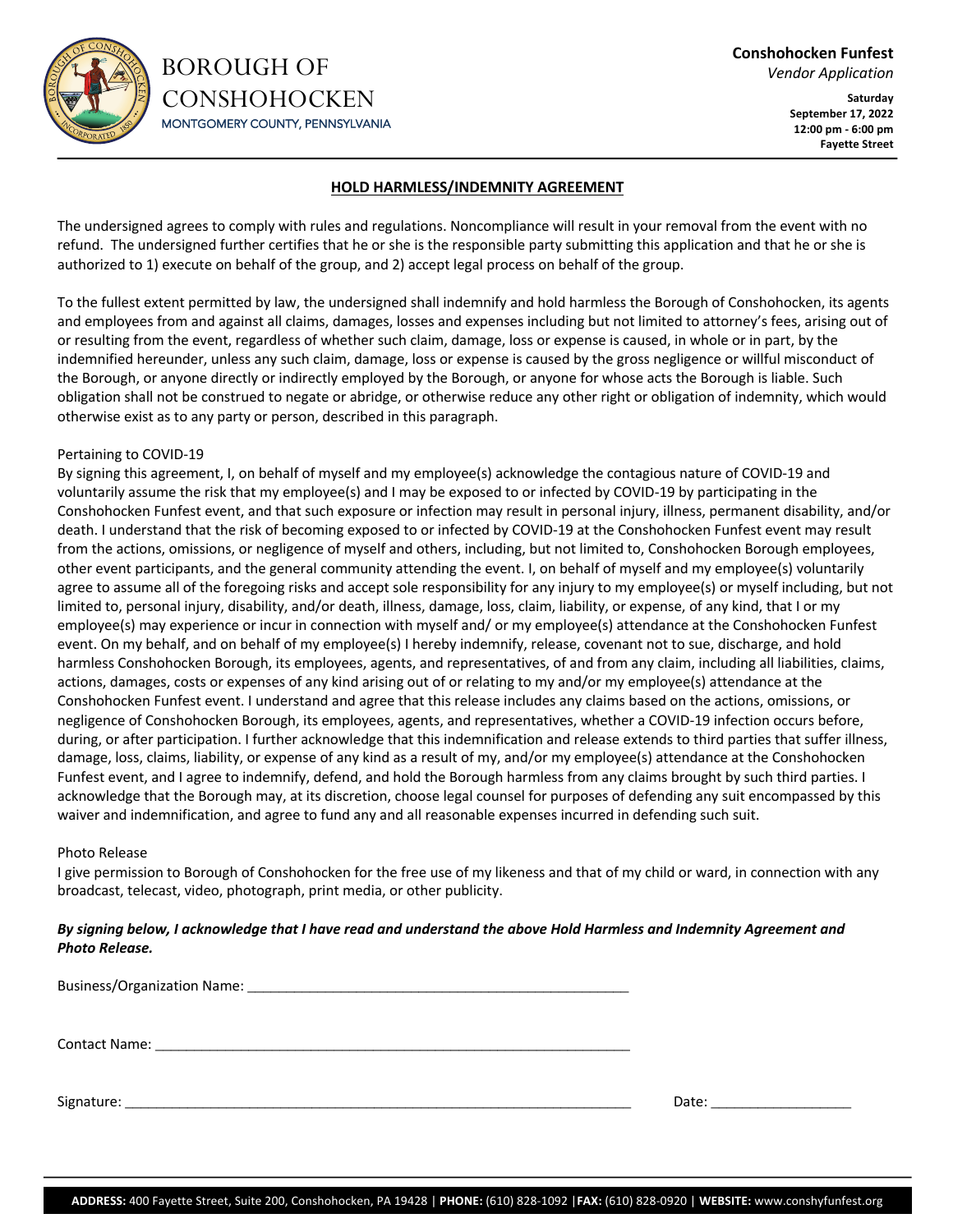BOROUGH OF CONSHOHOCKEN
MONTGOMERY COUNTY, PENNSYLVANIA

**Conshohocken Funfest**
*Vendor Application*

**Saturday**
**September 17, 2022**
**12:00 pm - 6:00 pm**
**Fayette Street**

## HOLD HARMLESS/INDEMNITY AGREEMENT

The undersigned agrees to comply with rules and regulations. Noncompliance will result in your removal from the event with no refund. The undersigned further certifies that he or she is the responsible party submitting this application and that he or she is authorized to 1) execute on behalf of the group, and 2) accept legal process on behalf of the group.

To the fullest extent permitted by law, the undersigned shall indemnify and hold harmless the Borough of Conshohocken, its agents and employees from and against all claims, damages, losses and expenses including but not limited to attorney's fees, arising out of or resulting from the event, regardless of whether such claim, damage, loss or expense is caused, in whole or in part, by the indemnified hereunder, unless any such claim, damage, loss or expense is caused by the gross negligence or willful misconduct of the Borough, or anyone directly or indirectly employed by the Borough, or anyone for whose acts the Borough is liable. Such obligation shall not be construed to negate or abridge, or otherwise reduce any other right or obligation of indemnity, which would otherwise exist as to any party or person, described in this paragraph.

Pertaining to COVID-19
By signing this agreement, I, on behalf of myself and my employee(s) acknowledge the contagious nature of COVID-19 and voluntarily assume the risk that my employee(s) and I may be exposed to or infected by COVID-19 by participating in the Conshohocken Funfest event, and that such exposure or infection may result in personal injury, illness, permanent disability, and/or death. I understand that the risk of becoming exposed to or infected by COVID-19 at the Conshohocken Funfest event may result from the actions, omissions, or negligence of myself and others, including, but not limited to, Conshohocken Borough employees, other event participants, and the general community attending the event. I, on behalf of myself and my employee(s) voluntarily agree to assume all of the foregoing risks and accept sole responsibility for any injury to my employee(s) or myself including, but not limited to, personal injury, disability, and/or death, illness, damage, loss, claim, liability, or expense, of any kind, that I or my employee(s) may experience or incur in connection with myself and/ or my employee(s) attendance at the Conshohocken Funfest event. On my behalf, and on behalf of my employee(s) I hereby indemnify, release, covenant not to sue, discharge, and hold harmless Conshohocken Borough, its employees, agents, and representatives, of and from any claim, including all liabilities, claims, actions, damages, costs or expenses of any kind arising out of or relating to my and/or my employee(s) attendance at the Conshohocken Funfest event. I understand and agree that this release includes any claims based on the actions, omissions, or negligence of Conshohocken Borough, its employees, agents, and representatives, whether a COVID-19 infection occurs before, during, or after participation. I further acknowledge that this indemnification and release extends to third parties that suffer illness, damage, loss, claims, liability, or expense of any kind as a result of my, and/or my employee(s) attendance at the Conshohocken Funfest event, and I agree to indemnify, defend, and hold the Borough harmless from any claims brought by such third parties. I acknowledge that the Borough may, at its discretion, choose legal counsel for purposes of defending any suit encompassed by this waiver and indemnification, and agree to fund any and all reasonable expenses incurred in defending such suit.

Photo Release
I give permission to Borough of Conshohocken for the free use of my likeness and that of my child or ward, in connection with any broadcast, telecast, video, photograph, print media, or other publicity.

***By signing below, I acknowledge that I have read and understand the above Hold Harmless and Indemnity Agreement and Photo Release.***

Business/Organization Name: ____________________________________________________

Contact Name: _________________________________________________________________

Signature: _____________________________________________________________________ Date: ___________________

**ADDRESS:** 400 Fayette Street, Suite 200, Conshohocken, PA 19428 | **PHONE:** (610) 828-1092 | **FAX:** (610) 828-0920 | **WEBSITE:** www.conshyfunfest.org